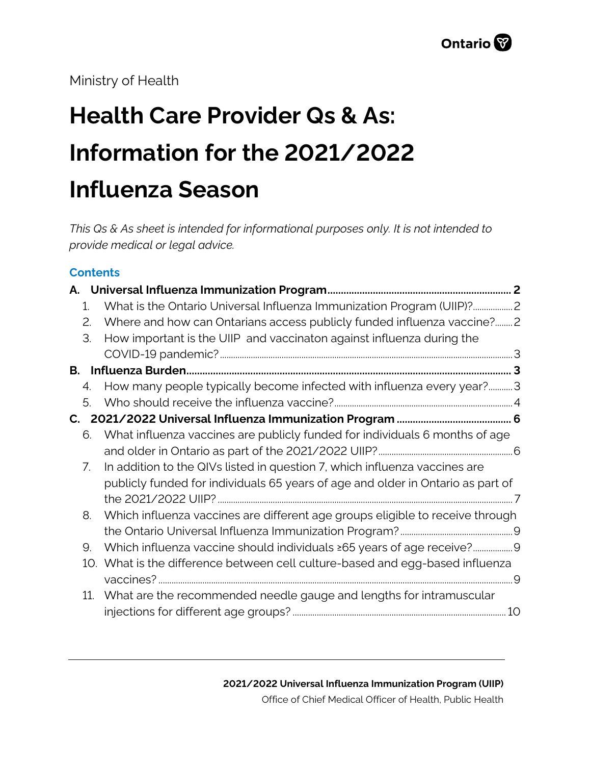Ministry of Health

# Health Care Provider Qs & As: Information for the 2021/2022 Influenza Season

*This Qs & As sheet is intended for informational purposes only. It is not intended to provide medical or legal advice.*

## Contents

**A. Universal Influenza Immunization Program ..... 2**

1. What is the Ontario Universal Influenza Immunization Program (UIIP)? ..... 2
2. Where and how can Ontarians access publicly funded influenza vaccine? ..... 2
3. How important is the UIIP and vaccinaton against influenza during the COVID-19 pandemic? ..... 3

**B. Influenza Burden ..... 3**

4. How many people typically become infected with influenza every year? ..... 3
5. Who should receive the influenza vaccine? ..... 4

**C. 2021/2022 Universal Influenza Immunization Program ..... 6**

6. What influenza vaccines are publicly funded for individuals 6 months of age and older in Ontario as part of the 2021/2022 UIIP? ..... 6
7. In addition to the QIVs listed in question 7, which influenza vaccines are publicly funded for individuals 65 years of age and older in Ontario as part of the 2021/2022 UIIP? ..... 7
8. Which influenza vaccines are different age groups eligible to receive through the Ontario Universal Influenza Immunization Program? ..... 9
9. Which influenza vaccine should individuals ≥65 years of age receive? ..... 9
10. What is the difference between cell culture-based and egg-based influenza vaccines? ..... 9
11. What are the recommended needle gauge and lengths for intramuscular injections for different age groups? ..... 10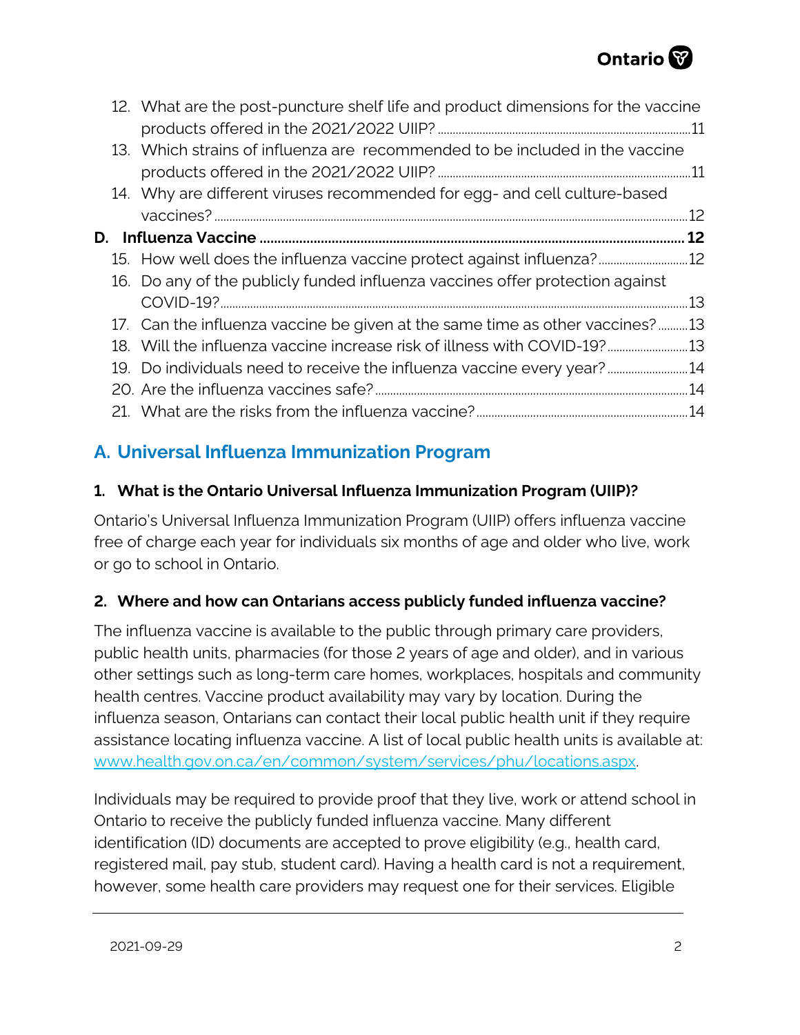12. What are the post-puncture shelf life and product dimensions for the vaccine products offered in the 2021/2022 UIIP? ....... 11
13. Which strains of influenza are recommended to be included in the vaccine products offered in the 2021/2022 UIIP? ....... 11
14. Why are different viruses recommended for egg- and cell culture-based vaccines? ....... 12

**D. Influenza Vaccine ....... 12**

15. How well does the influenza vaccine protect against influenza? ....... 12
16. Do any of the publicly funded influenza vaccines offer protection against COVID-19? ....... 13
17. Can the influenza vaccine be given at the same time as other vaccines? ....... 13
18. Will the influenza vaccine increase risk of illness with COVID-19? ....... 13
19. Do individuals need to receive the influenza vaccine every year? ....... 14
20. Are the influenza vaccines safe? ....... 14
21. What are the risks from the influenza vaccine? ....... 14

## A. Universal Influenza Immunization Program

### 1. What is the Ontario Universal Influenza Immunization Program (UIIP)?

Ontario's Universal Influenza Immunization Program (UIIP) offers influenza vaccine free of charge each year for individuals six months of age and older who live, work or go to school in Ontario.

### 2. Where and how can Ontarians access publicly funded influenza vaccine?

The influenza vaccine is available to the public through primary care providers, public health units, pharmacies (for those 2 years of age and older), and in various other settings such as long-term care homes, workplaces, hospitals and community health centres. Vaccine product availability may vary by location. During the influenza season, Ontarians can contact their local public health unit if they require assistance locating influenza vaccine. A list of local public health units is available at: [www.health.gov.on.ca/en/common/system/services/phu/locations.aspx](www.health.gov.on.ca/en/common/system/services/phu/locations.aspx).

Individuals may be required to provide proof that they live, work or attend school in Ontario to receive the publicly funded influenza vaccine. Many different identification (ID) documents are accepted to prove eligibility (e.g., health card, registered mail, pay stub, student card). Having a health card is not a requirement, however, some health care providers may request one for their services. Eligible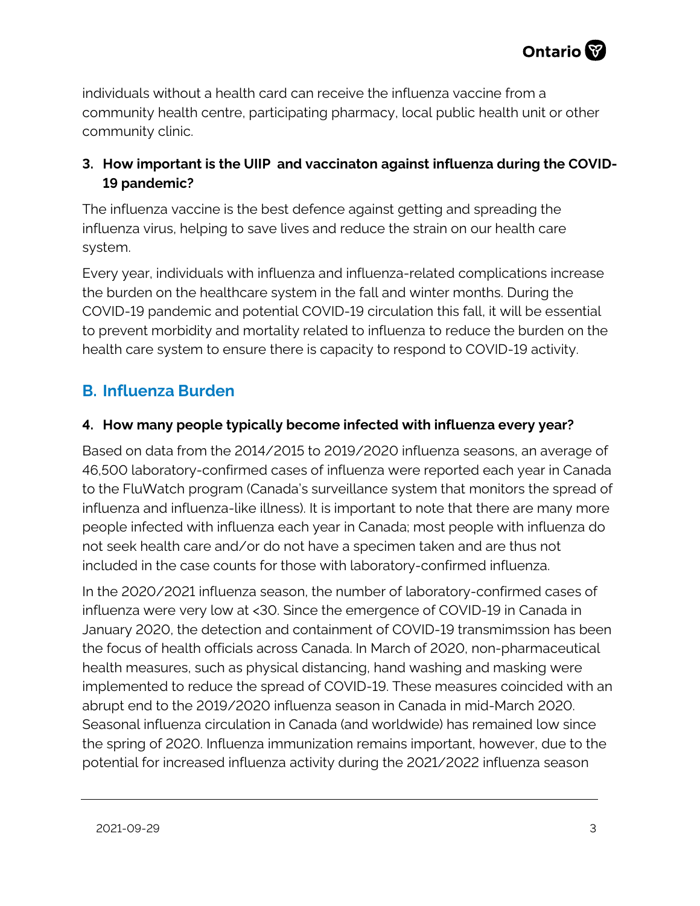individuals without a health card can receive the influenza vaccine from a community health centre, participating pharmacy, local public health unit or other community clinic.

**3. How important is the UIIP and vaccinaton against influenza during the COVID-19 pandemic?**

The influenza vaccine is the best defence against getting and spreading the influenza virus, helping to save lives and reduce the strain on our health care system.

Every year, individuals with influenza and influenza-related complications increase the burden on the healthcare system in the fall and winter months. During the COVID-19 pandemic and potential COVID-19 circulation this fall, it will be essential to prevent morbidity and mortality related to influenza to reduce the burden on the health care system to ensure there is capacity to respond to COVID-19 activity.

## B. Influenza Burden

**4. How many people typically become infected with influenza every year?**

Based on data from the 2014/2015 to 2019/2020 influenza seasons, an average of 46,500 laboratory-confirmed cases of influenza were reported each year in Canada to the FluWatch program (Canada's surveillance system that monitors the spread of influenza and influenza-like illness). It is important to note that there are many more people infected with influenza each year in Canada; most people with influenza do not seek health care and/or do not have a specimen taken and are thus not included in the case counts for those with laboratory-confirmed influenza.

In the 2020/2021 influenza season, the number of laboratory-confirmed cases of influenza were very low at <30. Since the emergence of COVID-19 in Canada in January 2020, the detection and containment of COVID-19 transmimssion has been the focus of health officials across Canada. In March of 2020, non-pharmaceutical health measures, such as physical distancing, hand washing and masking were implemented to reduce the spread of COVID-19. These measures coincided with an abrupt end to the 2019/2020 influenza season in Canada in mid-March 2020. Seasonal influenza circulation in Canada (and worldwide) has remained low since the spring of 2020. Influenza immunization remains important, however, due to the potential for increased influenza activity during the 2021/2022 influenza season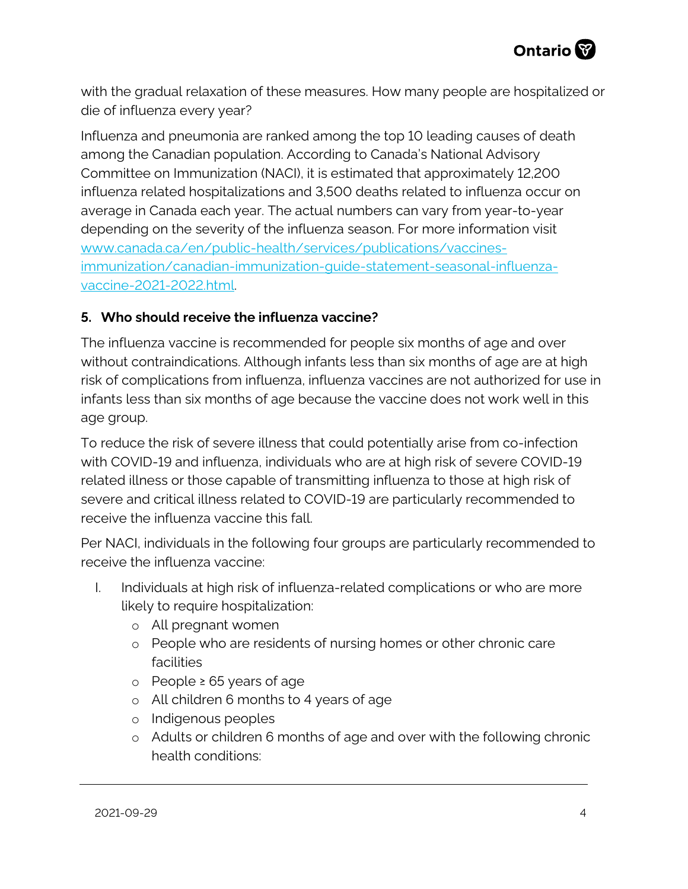with the gradual relaxation of these measures. How many people are hospitalized or die of influenza every year?

Influenza and pneumonia are ranked among the top 10 leading causes of death among the Canadian population. According to Canada's National Advisory Committee on Immunization (NACI), it is estimated that approximately 12,200 influenza related hospitalizations and 3,500 deaths related to influenza occur on average in Canada each year. The actual numbers can vary from year-to-year depending on the severity of the influenza season. For more information visit [www.canada.ca/en/public-health/services/publications/vaccines-immunization/canadian-immunization-guide-statement-seasonal-influenza-vaccine-2021-2022.html](www.canada.ca/en/public-health/services/publications/vaccines-immunization/canadian-immunization-guide-statement-seasonal-influenza-vaccine-2021-2022.html).

### 5. Who should receive the influenza vaccine?

The influenza vaccine is recommended for people six months of age and over without contraindications. Although infants less than six months of age are at high risk of complications from influenza, influenza vaccines are not authorized for use in infants less than six months of age because the vaccine does not work well in this age group.

To reduce the risk of severe illness that could potentially arise from co-infection with COVID-19 and influenza, individuals who are at high risk of severe COVID-19 related illness or those capable of transmitting influenza to those at high risk of severe and critical illness related to COVID-19 are particularly recommended to receive the influenza vaccine this fall.

Per NACI, individuals in the following four groups are particularly recommended to receive the influenza vaccine:

I. Individuals at high risk of influenza-related complications or who are more likely to require hospitalization:
   - All pregnant women
   - People who are residents of nursing homes or other chronic care facilities
   - People ≥ 65 years of age
   - All children 6 months to 4 years of age
   - Indigenous peoples
   - Adults or children 6 months of age and over with the following chronic health conditions: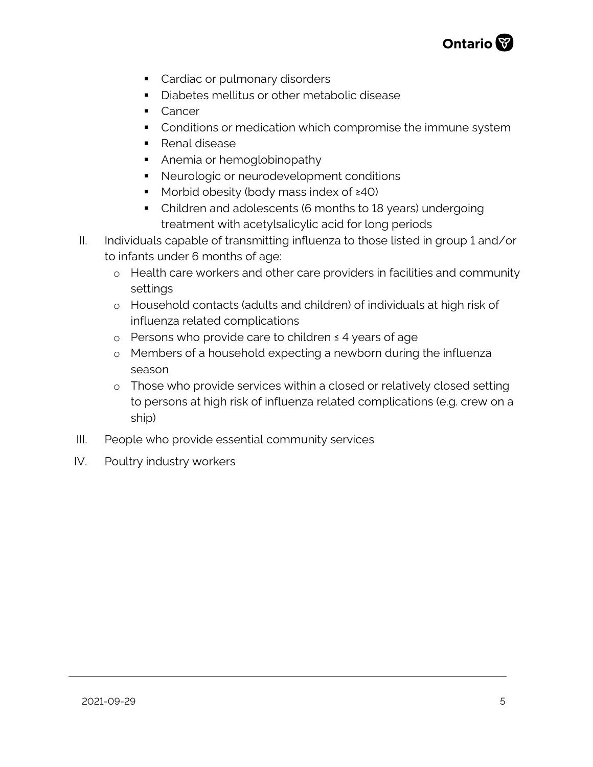- Cardiac or pulmonary disorders
- Diabetes mellitus or other metabolic disease
- Cancer
- Conditions or medication which compromise the immune system
- Renal disease
- Anemia or hemoglobinopathy
- Neurologic or neurodevelopment conditions
- Morbid obesity (body mass index of ≥40)
- Children and adolescents (6 months to 18 years) undergoing treatment with acetylsalicylic acid for long periods

II. Individuals capable of transmitting influenza to those listed in group 1 and/or to infants under 6 months of age:
   - Health care workers and other care providers in facilities and community settings
   - Household contacts (adults and children) of individuals at high risk of influenza related complications
   - Persons who provide care to children ≤ 4 years of age
   - Members of a household expecting a newborn during the influenza season
   - Those who provide services within a closed or relatively closed setting to persons at high risk of influenza related complications (e.g. crew on a ship)

III. People who provide essential community services

IV. Poultry industry workers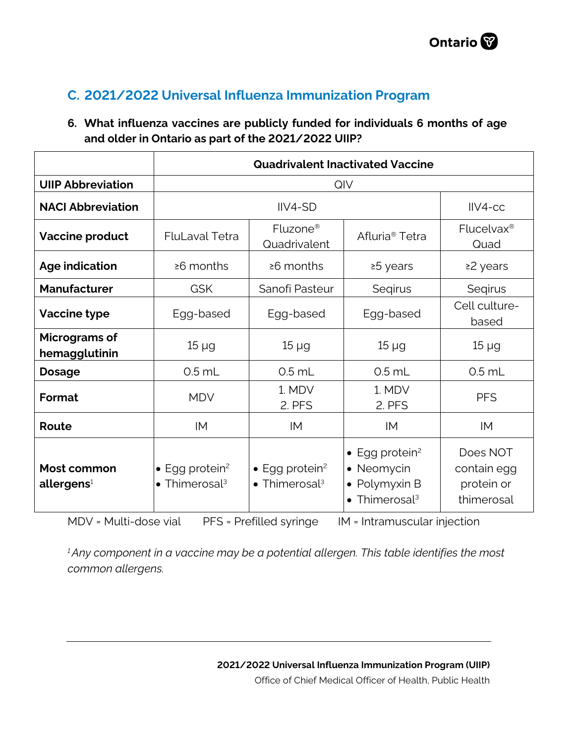## C. 2021/2022 Universal Influenza Immunization Program

**6. What influenza vaccines are publicly funded for individuals 6 months of age and older in Ontario as part of the 2021/2022 UIIP?**

| | Quadrivalent Inactivated Vaccine | | | |
|---|---|---|---|---|
| **UIIP Abbreviation** | QIV | | | |
| **NACI Abbreviation** | IIV4-SD | | | IIV4-cc |
| **Vaccine product** | FluLaval Tetra | Fluzone® Quadrivalent | Afluria® Tetra | Flucelvax® Quad |
| **Age indication** | ≥6 months | ≥6 months | ≥5 years | ≥2 years |
| **Manufacturer** | GSK | Sanofi Pasteur | Seqirus | Seqirus |
| **Vaccine type** | Egg-based | Egg-based | Egg-based | Cell culture-based |
| **Micrograms of hemagglutinin** | 15 µg | 15 µg | 15 µg | 15 µg |
| **Dosage** | 0.5 mL | 0.5 mL | 0.5 mL | 0.5 mL |
| **Format** | MDV | 1. MDV<br>2. PFS | 1. MDV<br>2. PFS | PFS |
| **Route** | IM | IM | IM | IM |
| **Most common allergens**[1] | • Egg protein[2]<br>• Thimerosal[3] | • Egg protein[2]<br>• Thimerosal[3] | • Egg protein[2]<br>• Neomycin<br>• Polymyxin B<br>• Thimerosal[3] | Does NOT contain egg protein or thimerosal |

MDV = Multi-dose vial  PFS = Prefilled syringe  IM = Intramuscular injection

*[1] Any component in a vaccine may be a potential allergen. This table identifies the most common allergens.*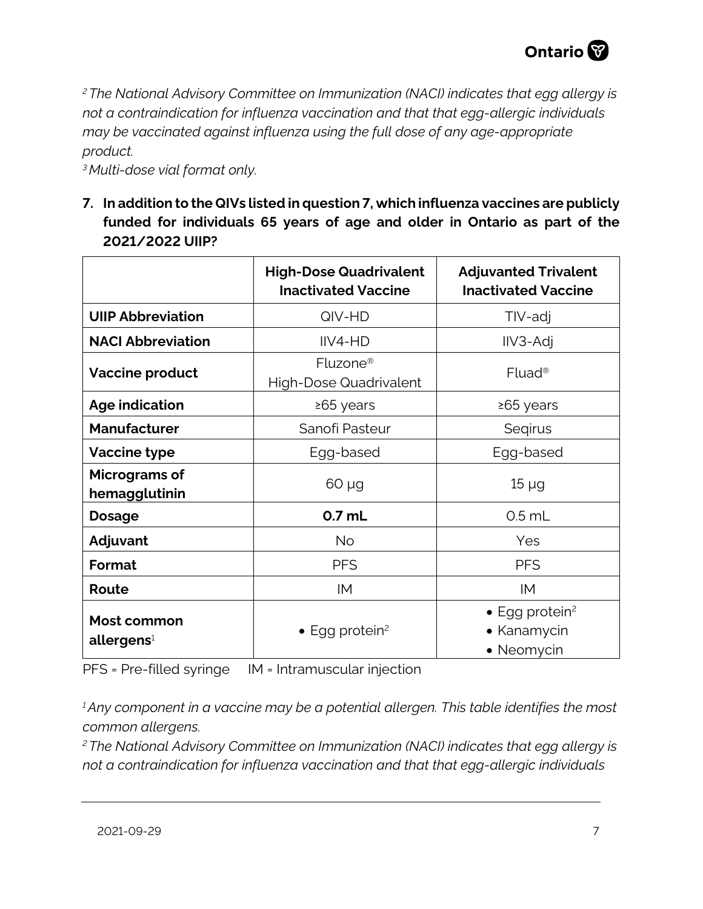*[2] The National Advisory Committee on Immunization (NACI) indicates that egg allergy is not a contraindication for influenza vaccination and that that egg-allergic individuals may be vaccinated against influenza using the full dose of any age-appropriate product.*

*[3] Multi-dose vial format only.*

**7. In addition to the QIVs listed in question 7, which influenza vaccines are publicly funded for individuals 65 years of age and older in Ontario as part of the 2021/2022 UIIP?**

| | High-Dose Quadrivalent Inactivated Vaccine | Adjuvanted Trivalent Inactivated Vaccine |
|---|---|---|
| **UIIP Abbreviation** | QIV-HD | TIV-adj |
| **NACI Abbreviation** | IIV4-HD | IIV3-Adj |
| **Vaccine product** | Fluzone® High-Dose Quadrivalent | Fluad® |
| **Age indication** | ≥65 years | ≥65 years |
| **Manufacturer** | Sanofi Pasteur | Seqirus |
| **Vaccine type** | Egg-based | Egg-based |
| **Micrograms of hemagglutinin** | 60 µg | 15 µg |
| **Dosage** | **0.7 mL** | 0.5 mL |
| **Adjuvant** | No | Yes |
| **Format** | PFS | PFS |
| **Route** | IM | IM |
| **Most common allergens**[1] | • Egg protein[2] | • Egg protein[2]<br>• Kanamycin<br>• Neomycin |

PFS = Pre-filled syringe  IM = Intramuscular injection

*[1] Any component in a vaccine may be a potential allergen. This table identifies the most common allergens.*

*[2] The National Advisory Committee on Immunization (NACI) indicates that egg allergy is not a contraindication for influenza vaccination and that that egg-allergic individuals*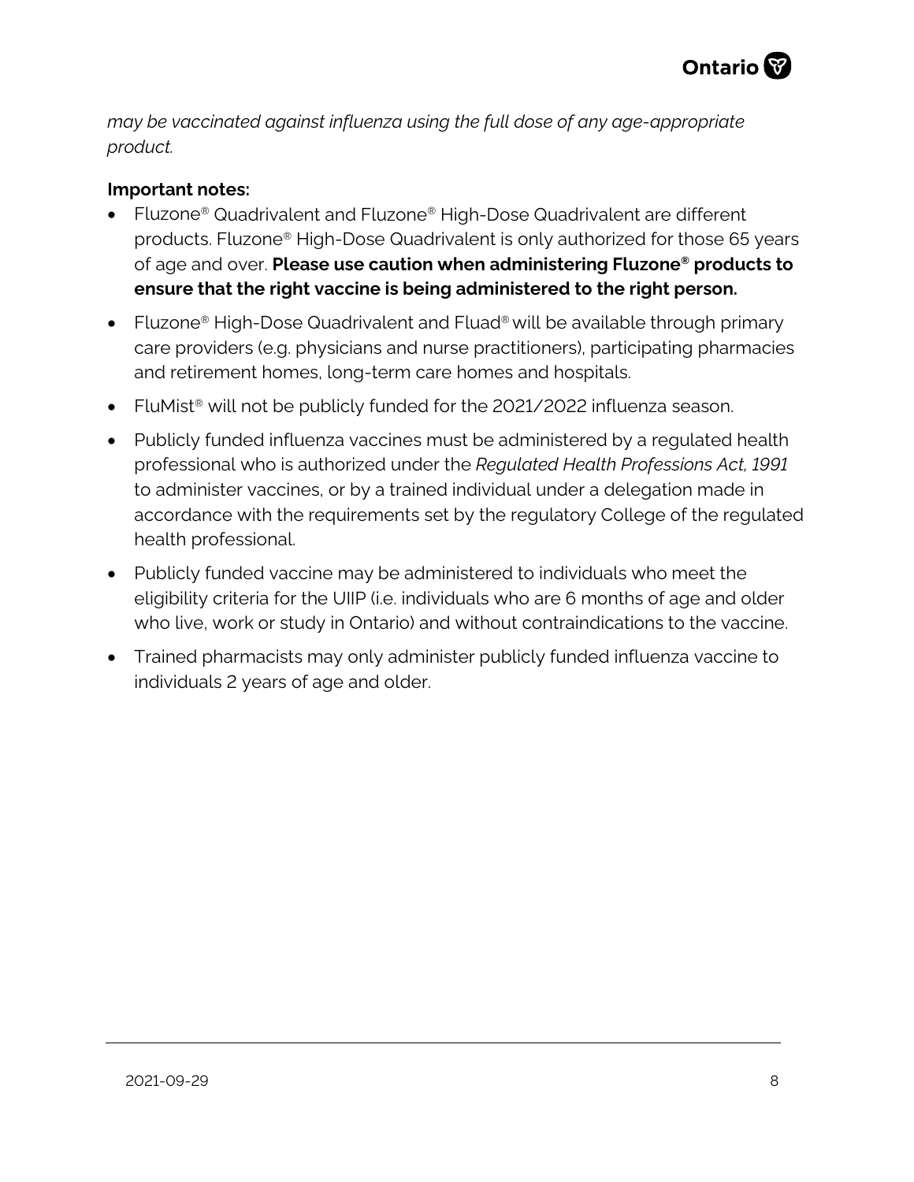*may be vaccinated against influenza using the full dose of any age-appropriate product.*

**Important notes:**

- Fluzone® Quadrivalent and Fluzone® High-Dose Quadrivalent are different products. Fluzone® High-Dose Quadrivalent is only authorized for those 65 years of age and over. **Please use caution when administering Fluzone® products to ensure that the right vaccine is being administered to the right person.**
- Fluzone® High-Dose Quadrivalent and Fluad® will be available through primary care providers (e.g. physicians and nurse practitioners), participating pharmacies and retirement homes, long-term care homes and hospitals.
- FluMist® will not be publicly funded for the 2021/2022 influenza season.
- Publicly funded influenza vaccines must be administered by a regulated health professional who is authorized under the *Regulated Health Professions Act, 1991* to administer vaccines, or by a trained individual under a delegation made in accordance with the requirements set by the regulatory College of the regulated health professional.
- Publicly funded vaccine may be administered to individuals who meet the eligibility criteria for the UIIP (i.e. individuals who are 6 months of age and older who live, work or study in Ontario) and without contraindications to the vaccine.
- Trained pharmacists may only administer publicly funded influenza vaccine to individuals 2 years of age and older.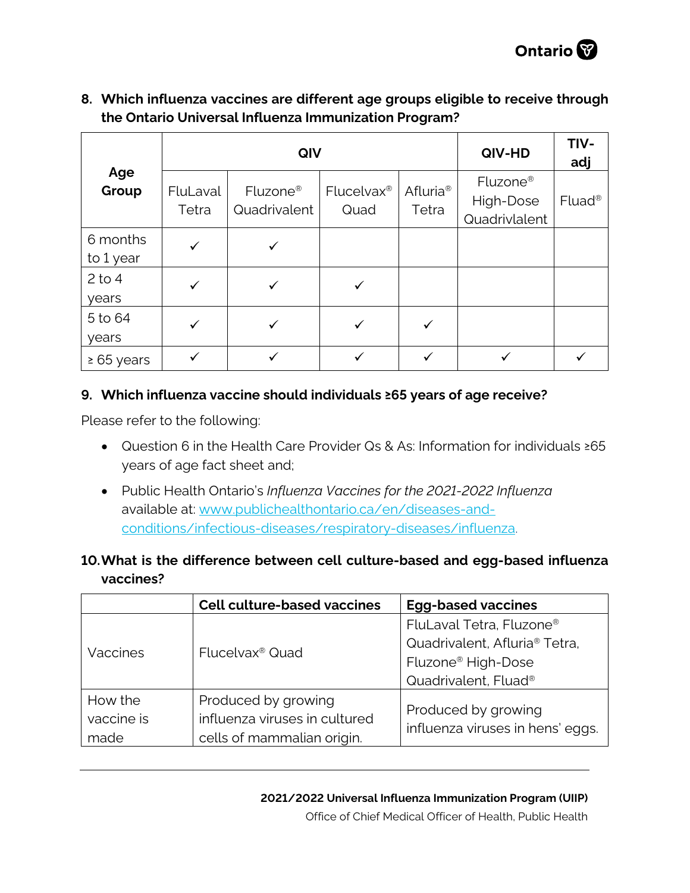## 8. Which influenza vaccines are different age groups eligible to receive through the Ontario Universal Influenza Immunization Program?

| Age Group | QIV | | | | QIV-HD | TIV-adj |
|---|---|---|---|---|---|---|
| | FluLaval Tetra | Fluzone® Quadrivalent | Flucelvax® Quad | Afluria® Tetra | Fluzone® High-Dose Quadrivlalent | Fluad® |
| 6 months to 1 year | ✓ | ✓ | | | | |
| 2 to 4 years | ✓ | ✓ | ✓ | | | |
| 5 to 64 years | ✓ | ✓ | ✓ | ✓ | | |
| ≥ 65 years | ✓ | ✓ | ✓ | ✓ | ✓ | ✓ |

## 9. Which influenza vaccine should individuals ≥65 years of age receive?

Please refer to the following:

- Question 6 in the Health Care Provider Qs & As: Information for individuals ≥65 years of age fact sheet and;
- Public Health Ontario's *Influenza Vaccines for the 2021-2022 Influenza* available at: [www.publichealthontario.ca/en/diseases-and-conditions/infectious-diseases/respiratory-diseases/influenza](http://www.publichealthontario.ca/en/diseases-and-conditions/infectious-diseases/respiratory-diseases/influenza).

## 10. What is the difference between cell culture-based and egg-based influenza vaccines?

| | Cell culture-based vaccines | Egg-based vaccines |
|---|---|---|
| Vaccines | Flucelvax® Quad | FluLaval Tetra, Fluzone® Quadrivalent, Afluria® Tetra, Fluzone® High-Dose Quadrivalent, Fluad® |
| How the vaccine is made | Produced by growing influenza viruses in cultured cells of mammalian origin. | Produced by growing influenza viruses in hens' eggs. |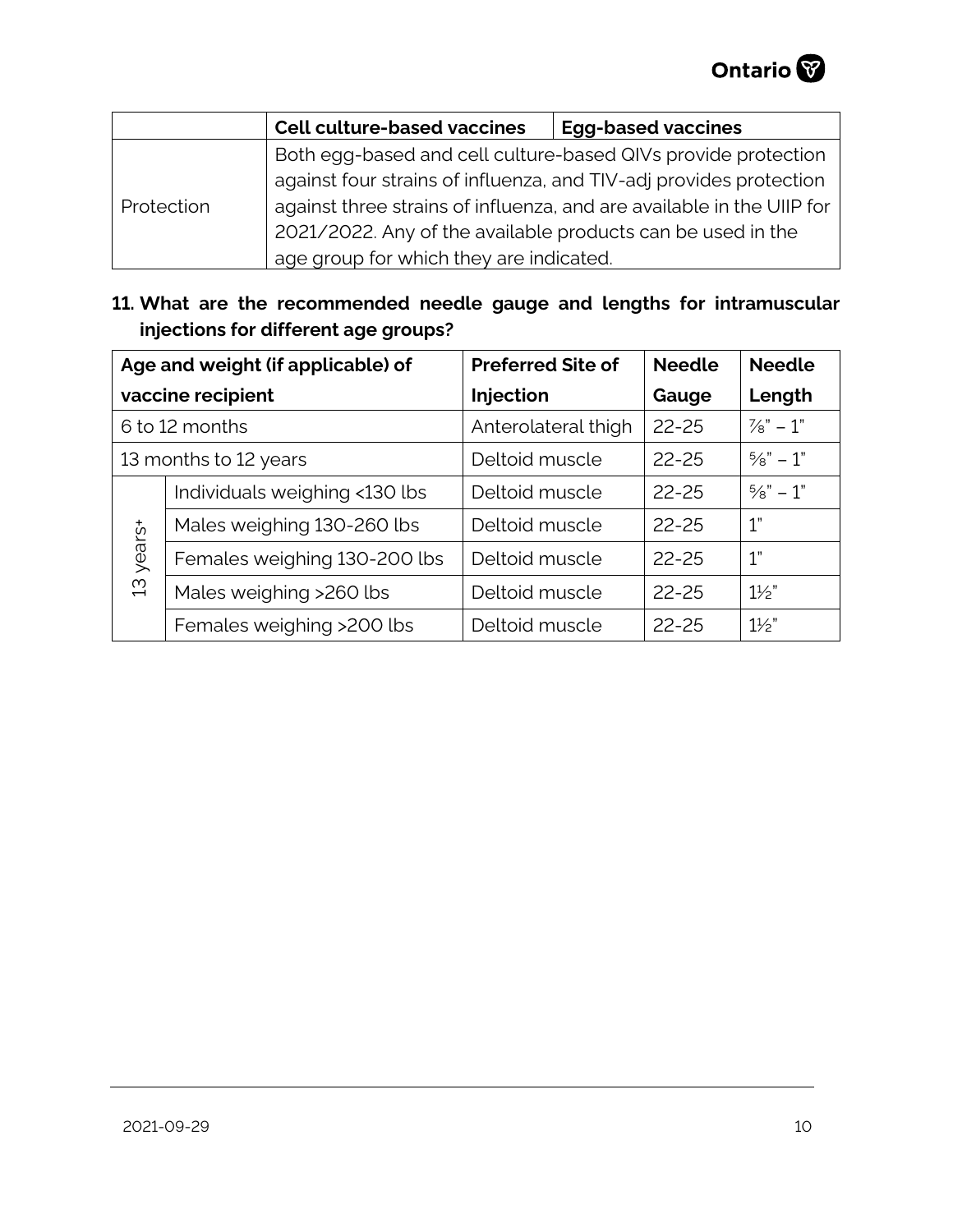| | Cell culture-based vaccines | Egg-based vaccines |
|---|---|---|
| Protection | Both egg-based and cell culture-based QIVs provide protection against four strains of influenza, and TIV-adj provides protection against three strains of influenza, and are available in the UIIP for 2021/2022. Any of the available products can be used in the age group for which they are indicated. | |

**11. What are the recommended needle gauge and lengths for intramuscular injections for different age groups?**

| Age and weight (if applicable) of vaccine recipient | | Preferred Site of Injection | Needle Gauge | Needle Length |
|---|---|---|---|---|
| 6 to 12 months | | Anterolateral thigh | 22-25 | ⅞" – 1" |
| 13 months to 12 years | | Deltoid muscle | 22-25 | ⅝" – 1" |
| 13 years+ | Individuals weighing <130 lbs | Deltoid muscle | 22-25 | ⅝" – 1" |
| | Males weighing 130-260 lbs | Deltoid muscle | 22-25 | 1" |
| | Females weighing 130-200 lbs | Deltoid muscle | 22-25 | 1" |
| | Males weighing >260 lbs | Deltoid muscle | 22-25 | 1½" |
| | Females weighing >200 lbs | Deltoid muscle | 22-25 | 1½" |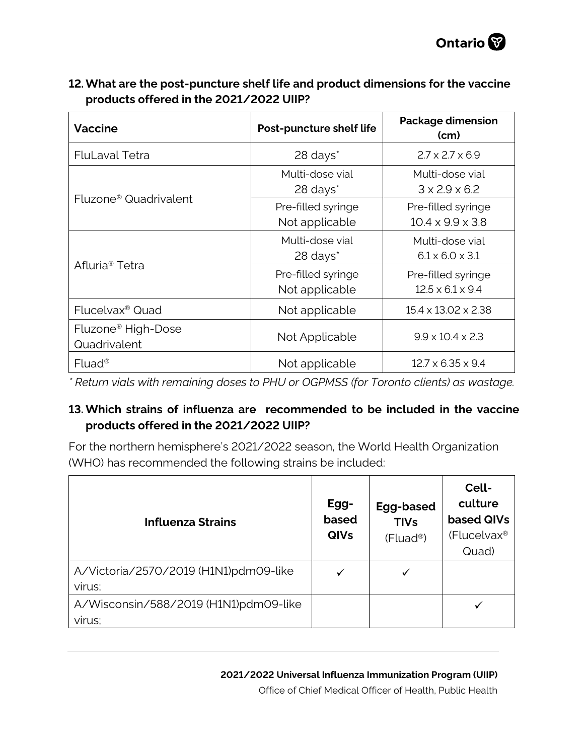## 12. What are the post-puncture shelf life and product dimensions for the vaccine products offered in the 2021/2022 UIIP?

| Vaccine | Post-puncture shelf life | Package dimension (cm) |
|---|---|---|
| FluLaval Tetra | 28 days* | 2.7 x 2.7 x 6.9 |
| Fluzone® Quadrivalent | Multi-dose vial 28 days* | Multi-dose vial 3 x 2.9 x 6.2 |
| | Pre-filled syringe Not applicable | Pre-filled syringe 10.4 x 9.9 x 3.8 |
| Afluria® Tetra | Multi-dose vial 28 days* | Multi-dose vial 6.1 x 6.0 x 3.1 |
| | Pre-filled syringe Not applicable | Pre-filled syringe 12.5 x 6.1 x 9.4 |
| Flucelvax® Quad | Not applicable | 15.4 x 13.02 x 2.38 |
| Fluzone® High-Dose Quadrivalent | Not Applicable | 9.9 x 10.4 x 2.3 |
| Fluad® | Not applicable | 12.7 x 6.35 x 9.4 |

*\* Return vials with remaining doses to PHU or OGPMSS (for Toronto clients) as wastage.*

## 13. Which strains of influenza are recommended to be included in the vaccine products offered in the 2021/2022 UIIP?

For the northern hemisphere's 2021/2022 season, the World Health Organization (WHO) has recommended the following strains be included:

| Influenza Strains | Egg-based QIVs | Egg-based TIVs (Fluad®) | Cell-culture based QIVs (Flucelvax® Quad) |
|---|---|---|---|
| A/Victoria/2570/2019 (H1N1)pdm09-like virus; | ✓ | ✓ | |
| A/Wisconsin/588/2019 (H1N1)pdm09-like virus; | | | ✓ |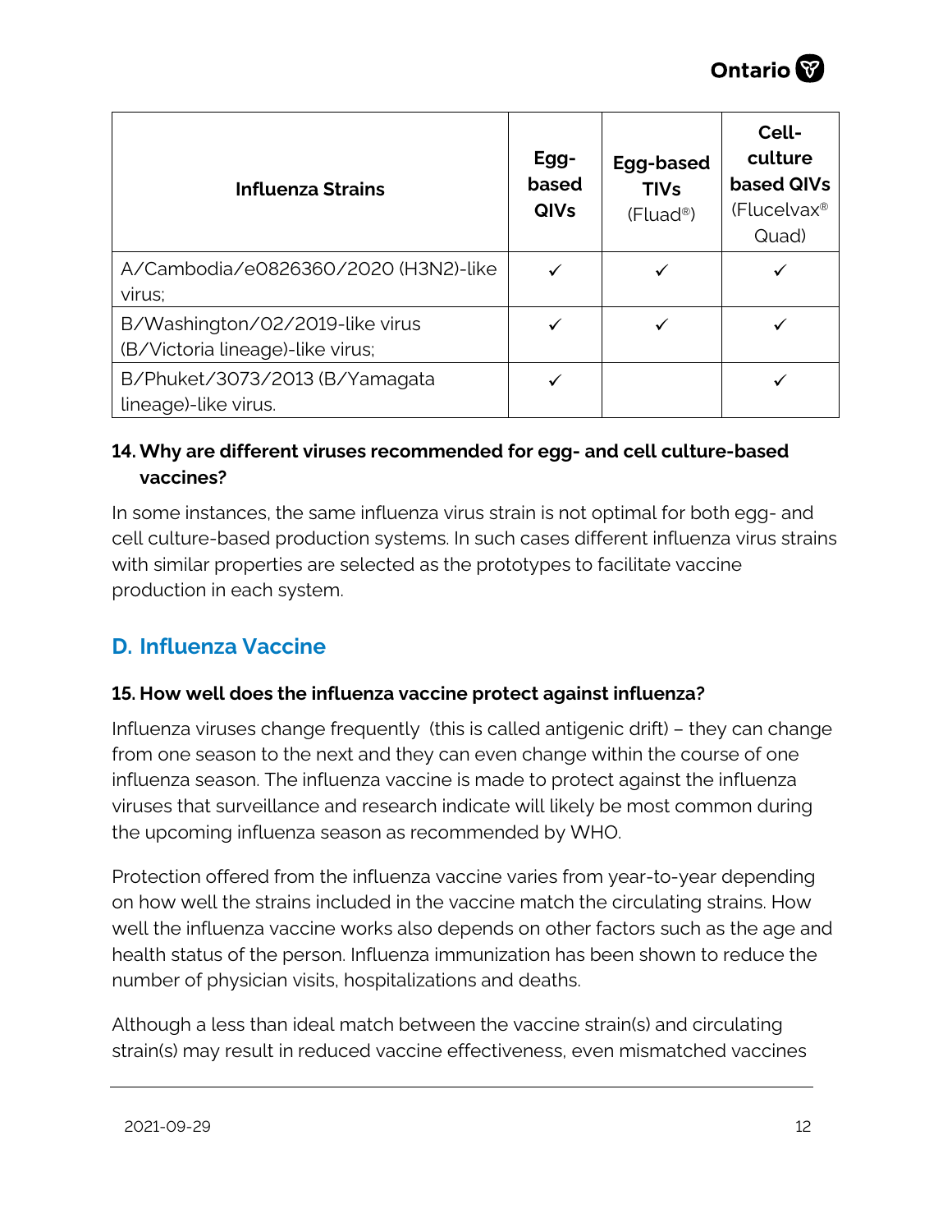| Influenza Strains | Egg-based QIVs | Egg-based TIVs (Fluad®) | Cell-culture based QIVs (Flucelvax® Quad) |
|---|---|---|---|
| A/Cambodia/e0826360/2020 (H3N2)-like virus; | ✓ | ✓ | ✓ |
| B/Washington/02/2019-like virus (B/Victoria lineage)-like virus; | ✓ | ✓ | ✓ |
| B/Phuket/3073/2013 (B/Yamagata lineage)-like virus. | ✓ | | ✓ |

**14. Why are different viruses recommended for egg- and cell culture-based vaccines?**

In some instances, the same influenza virus strain is not optimal for both egg- and cell culture-based production systems. In such cases different influenza virus strains with similar properties are selected as the prototypes to facilitate vaccine production in each system.

## D. Influenza Vaccine

**15. How well does the influenza vaccine protect against influenza?**

Influenza viruses change frequently (this is called antigenic drift) – they can change from one season to the next and they can even change within the course of one influenza season. The influenza vaccine is made to protect against the influenza viruses that surveillance and research indicate will likely be most common during the upcoming influenza season as recommended by WHO.

Protection offered from the influenza vaccine varies from year-to-year depending on how well the strains included in the vaccine match the circulating strains. How well the influenza vaccine works also depends on other factors such as the age and health status of the person. Influenza immunization has been shown to reduce the number of physician visits, hospitalizations and deaths.

Although a less than ideal match between the vaccine strain(s) and circulating strain(s) may result in reduced vaccine effectiveness, even mismatched vaccines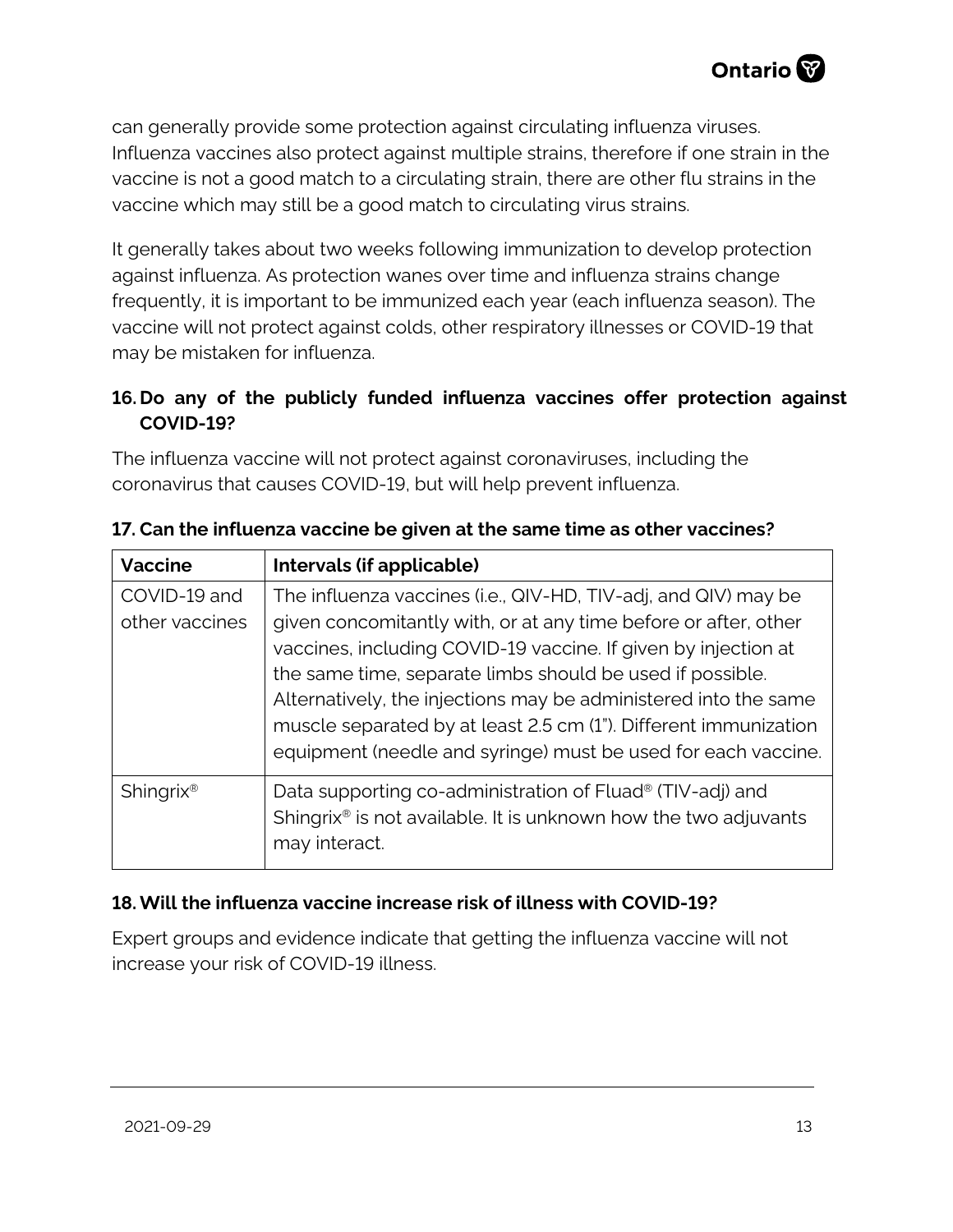can generally provide some protection against circulating influenza viruses. Influenza vaccines also protect against multiple strains, therefore if one strain in the vaccine is not a good match to a circulating strain, there are other flu strains in the vaccine which may still be a good match to circulating virus strains.

It generally takes about two weeks following immunization to develop protection against influenza. As protection wanes over time and influenza strains change frequently, it is important to be immunized each year (each influenza season). The vaccine will not protect against colds, other respiratory illnesses or COVID-19 that may be mistaken for influenza.

### 16. Do any of the publicly funded influenza vaccines offer protection against COVID-19?

The influenza vaccine will not protect against coronaviruses, including the coronavirus that causes COVID-19, but will help prevent influenza.

### 17. Can the influenza vaccine be given at the same time as other vaccines?

| Vaccine | Intervals (if applicable) |
|---|---|
| COVID-19 and other vaccines | The influenza vaccines (i.e., QIV-HD, TIV-adj, and QIV) may be given concomitantly with, or at any time before or after, other vaccines, including COVID-19 vaccine. If given by injection at the same time, separate limbs should be used if possible. Alternatively, the injections may be administered into the same muscle separated by at least 2.5 cm (1"). Different immunization equipment (needle and syringe) must be used for each vaccine. |
| Shingrix® | Data supporting co-administration of Fluad® (TIV-adj) and Shingrix® is not available. It is unknown how the two adjuvants may interact. |

### 18. Will the influenza vaccine increase risk of illness with COVID-19?

Expert groups and evidence indicate that getting the influenza vaccine will not increase your risk of COVID-19 illness.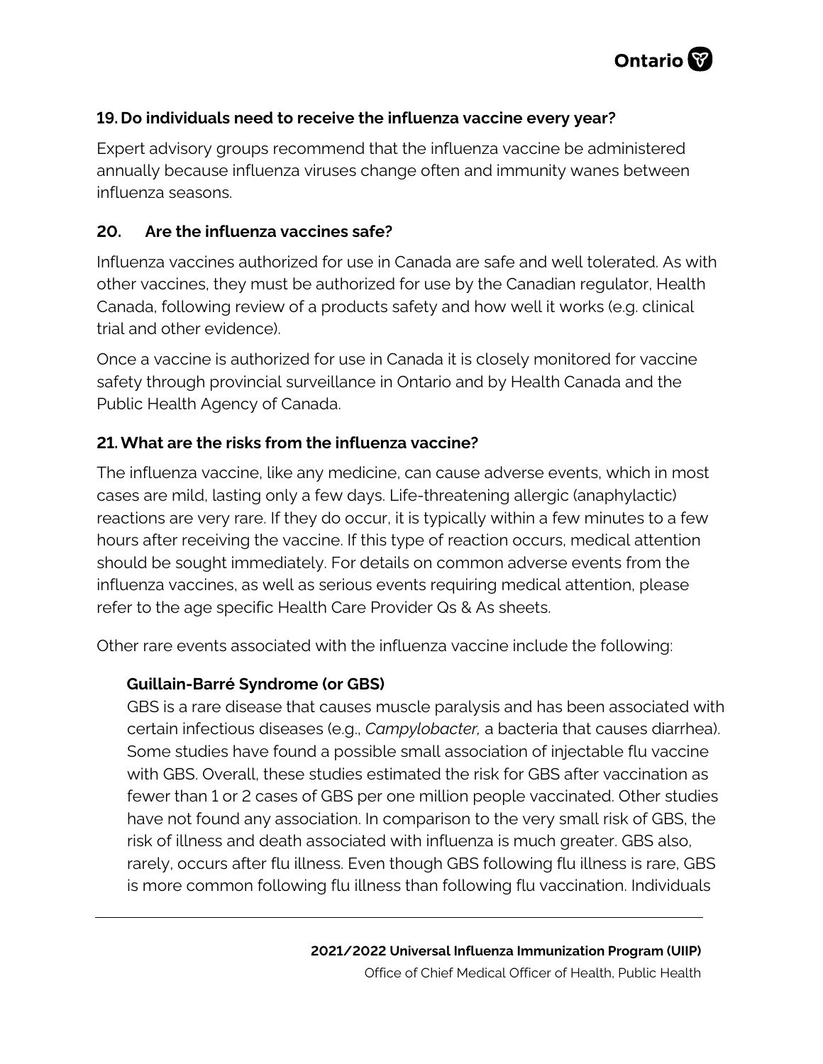### 19. Do individuals need to receive the influenza vaccine every year?

Expert advisory groups recommend that the influenza vaccine be administered annually because influenza viruses change often and immunity wanes between influenza seasons.

### 20. Are the influenza vaccines safe?

Influenza vaccines authorized for use in Canada are safe and well tolerated. As with other vaccines, they must be authorized for use by the Canadian regulator, Health Canada, following review of a products safety and how well it works (e.g. clinical trial and other evidence).

Once a vaccine is authorized for use in Canada it is closely monitored for vaccine safety through provincial surveillance in Ontario and by Health Canada and the Public Health Agency of Canada.

### 21. What are the risks from the influenza vaccine?

The influenza vaccine, like any medicine, can cause adverse events, which in most cases are mild, lasting only a few days. Life-threatening allergic (anaphylactic) reactions are very rare. If they do occur, it is typically within a few minutes to a few hours after receiving the vaccine. If this type of reaction occurs, medical attention should be sought immediately. For details on common adverse events from the influenza vaccines, as well as serious events requiring medical attention, please refer to the age specific Health Care Provider Qs & As sheets.

Other rare events associated with the influenza vaccine include the following:

**Guillain-Barré Syndrome (or GBS)**

GBS is a rare disease that causes muscle paralysis and has been associated with certain infectious diseases (e.g., *Campylobacter,* a bacteria that causes diarrhea). Some studies have found a possible small association of injectable flu vaccine with GBS. Overall, these studies estimated the risk for GBS after vaccination as fewer than 1 or 2 cases of GBS per one million people vaccinated. Other studies have not found any association. In comparison to the very small risk of GBS, the risk of illness and death associated with influenza is much greater. GBS also, rarely, occurs after flu illness. Even though GBS following flu illness is rare, GBS is more common following flu illness than following flu vaccination. Individuals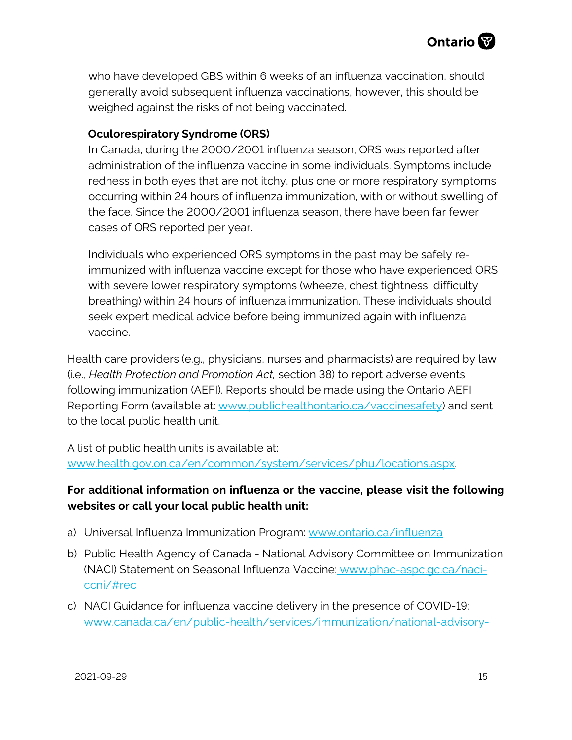who have developed GBS within 6 weeks of an influenza vaccination, should generally avoid subsequent influenza vaccinations, however, this should be weighed against the risks of not being vaccinated.

**Oculorespiratory Syndrome (ORS)**
In Canada, during the 2000/2001 influenza season, ORS was reported after administration of the influenza vaccine in some individuals. Symptoms include redness in both eyes that are not itchy, plus one or more respiratory symptoms occurring within 24 hours of influenza immunization, with or without swelling of the face. Since the 2000/2001 influenza season, there have been far fewer cases of ORS reported per year.

Individuals who experienced ORS symptoms in the past may be safely re-immunized with influenza vaccine except for those who have experienced ORS with severe lower respiratory symptoms (wheeze, chest tightness, difficulty breathing) within 24 hours of influenza immunization. These individuals should seek expert medical advice before being immunized again with influenza vaccine.

Health care providers (e.g., physicians, nurses and pharmacists) are required by law (i.e., *Health Protection and Promotion Act,* section 38) to report adverse events following immunization (AEFI). Reports should be made using the Ontario AEFI Reporting Form (available at: www.publichealthontario.ca/vaccinesafety) and sent to the local public health unit.

A list of public health units is available at: www.health.gov.on.ca/en/common/system/services/phu/locations.aspx.

**For additional information on influenza or the vaccine, please visit the following websites or call your local public health unit:**

a) Universal Influenza Immunization Program: www.ontario.ca/influenza
b) Public Health Agency of Canada - National Advisory Committee on Immunization (NACI) Statement on Seasonal Influenza Vaccine: www.phac-aspc.gc.ca/naci-ccni/#rec
c) NACI Guidance for influenza vaccine delivery in the presence of COVID-19: www.canada.ca/en/public-health/services/immunization/national-advisory-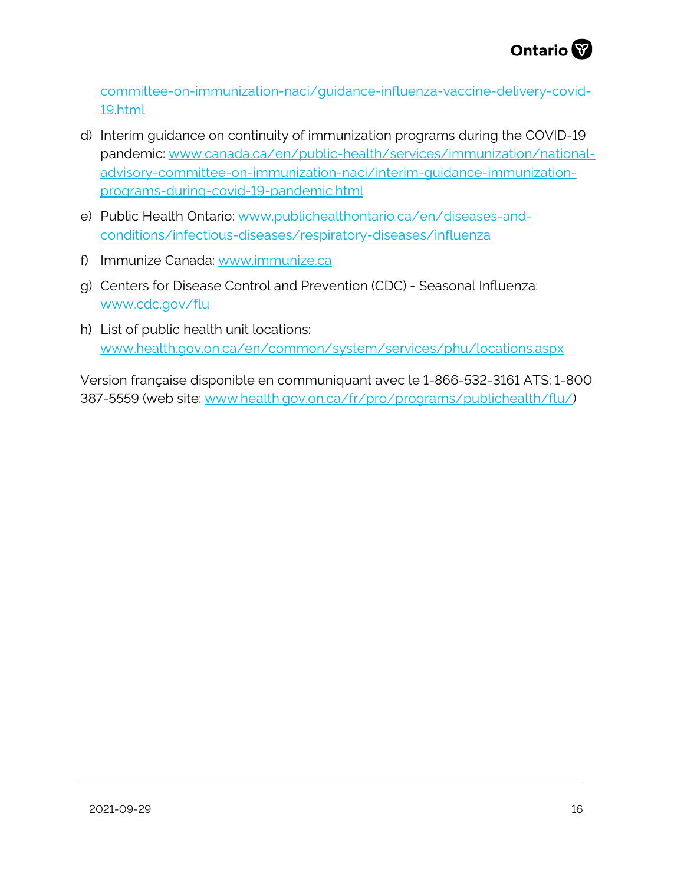committee-on-immunization-naci/guidance-influenza-vaccine-delivery-covid-19.html

d) Interim guidance on continuity of immunization programs during the COVID-19 pandemic: www.canada.ca/en/public-health/services/immunization/national-advisory-committee-on-immunization-naci/interim-guidance-immunization-programs-during-covid-19-pandemic.html

e) Public Health Ontario: www.publichealthontario.ca/en/diseases-and-conditions/infectious-diseases/respiratory-diseases/influenza

f) Immunize Canada: www.immunize.ca

g) Centers for Disease Control and Prevention (CDC) - Seasonal Influenza: www.cdc.gov/flu

h) List of public health unit locations: www.health.gov.on.ca/en/common/system/services/phu/locations.aspx

Version française disponible en communiquant avec le 1-866-532-3161 ATS: 1-800 387-5559 (web site: www.health.gov.on.ca/fr/pro/programs/publichealth/flu/)